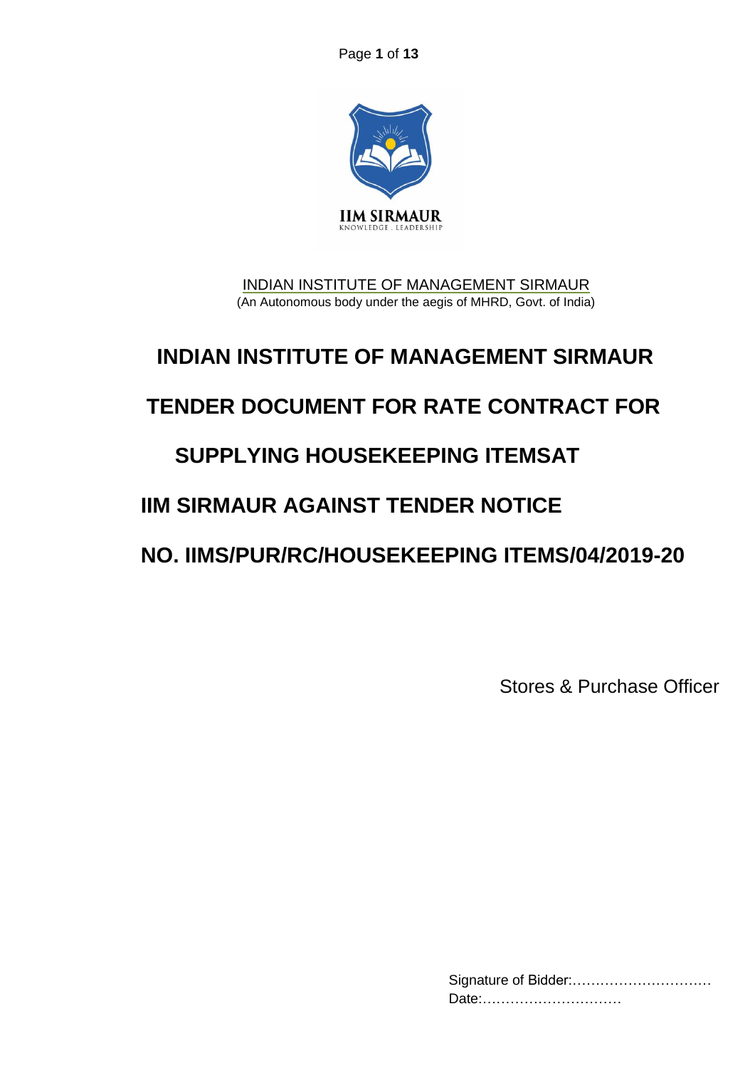INDIAN INSTITUTE OF MANAGEMENT SIRMAUR
(An Autonomous body under the aegis of MHRD, Govt. of India)

# INDIAN INSTITUTE OF MANAGEMENT SIRMAUR

# TENDER DOCUMENT FOR RATE CONTRACT FOR SUPPLYING HOUSEKEEPING ITEMSAT IIM SIRMAUR AGAINST TENDER NOTICE NO. IIMS/PUR/RC/HOUSEKEEPING ITEMS/04/2019-20

Stores & Purchase Officer

Signature of Bidder:…………………………
Date:…………………………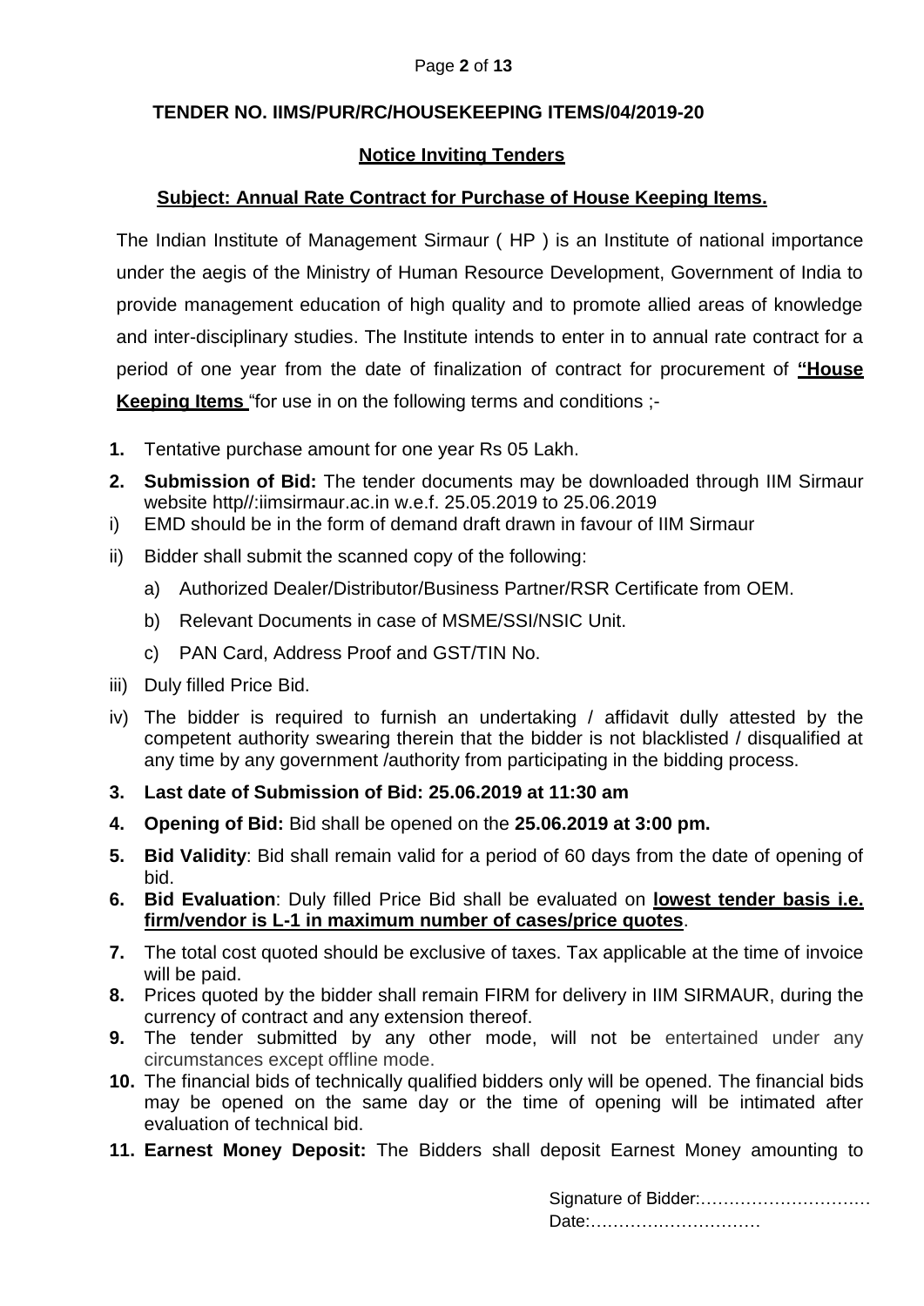**TENDER NO. IIMS/PUR/RC/HOUSEKEEPING ITEMS/04/2019-20**

**Notice Inviting Tenders**

**Subject: Annual Rate Contract for Purchase of House Keeping Items.**

The Indian Institute of Management Sirmaur ( HP ) is an Institute of national importance under the aegis of the Ministry of Human Resource Development, Government of India to provide management education of high quality and to promote allied areas of knowledge and inter-disciplinary studies. The Institute intends to enter in to annual rate contract for a period of one year from the date of finalization of contract for procurement of **"House Keeping Items** "for use in on the following terms and conditions ;-

1. Tentative purchase amount for one year Rs 05 Lakh.
2. **Submission of Bid:** The tender documents may be downloaded through IIM Sirmaur website http//:iimsirmaur.ac.in w.e.f. 25.05.2019 to 25.06.2019

i) EMD should be in the form of demand draft drawn in favour of IIM Sirmaur

ii) Bidder shall submit the scanned copy of the following:

   a) Authorized Dealer/Distributor/Business Partner/RSR Certificate from OEM.

   b) Relevant Documents in case of MSME/SSI/NSIC Unit.

   c) PAN Card, Address Proof and GST/TIN No.

iii) Duly filled Price Bid.

iv) The bidder is required to furnish an undertaking / affidavit dully attested by the competent authority swearing therein that the bidder is not blacklisted / disqualified at any time by any government /authority from participating in the bidding process.

3. **Last date of Submission of Bid: 25.06.2019 at 11:30 am**
4. **Opening of Bid:** Bid shall be opened on the **25.06.2019 at 3:00 pm.**
5. **Bid Validity**: Bid shall remain valid for a period of 60 days from the date of opening of bid.
6. **Bid Evaluation**: Duly filled Price Bid shall be evaluated on **lowest tender basis i.e. firm/vendor is L-1 in maximum number of cases/price quotes**.
7. The total cost quoted should be exclusive of taxes. Tax applicable at the time of invoice will be paid.
8. Prices quoted by the bidder shall remain FIRM for delivery in IIM SIRMAUR, during the currency of contract and any extension thereof.
9. The tender submitted by any other mode, will not be entertained under any circumstances except offline mode.
10. The financial bids of technically qualified bidders only will be opened. The financial bids may be opened on the same day or the time of opening will be intimated after evaluation of technical bid.
11. **Earnest Money Deposit:** The Bidders shall deposit Earnest Money amounting to

Signature of Bidder:…………………………
Date:…………………………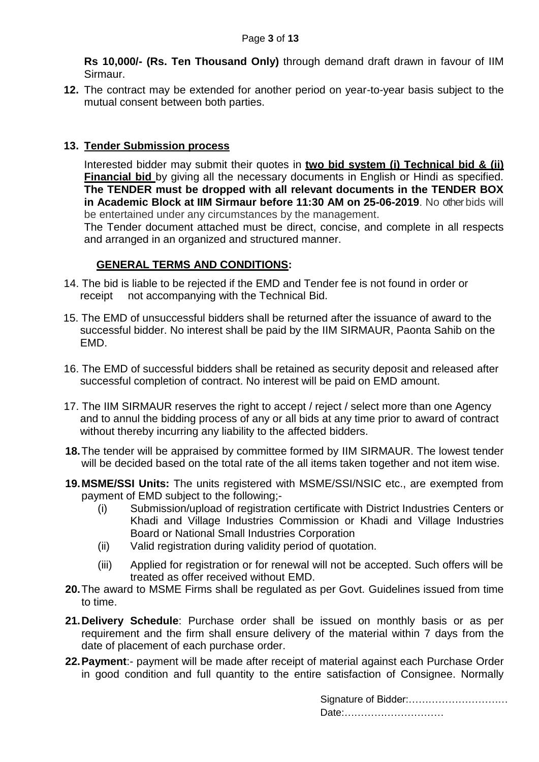**Rs 10,000/- (Rs. Ten Thousand Only)** through demand draft drawn in favour of IIM Sirmaur.

**12.** The contract may be extended for another period on year-to-year basis subject to the mutual consent between both parties.

**13. Tender Submission process**

Interested bidder may submit their quotes in **two bid system (i) Technical bid & (ii) Financial bid** by giving all the necessary documents in English or Hindi as specified. **The TENDER must be dropped with all relevant documents in the TENDER BOX in Academic Block at IIM Sirmaur before 11:30 AM on 25-06-2019**. No other bids will be entertained under any circumstances by the management.

The Tender document attached must be direct, concise, and complete in all respects and arranged in an organized and structured manner.

**GENERAL TERMS AND CONDITIONS:**

14. The bid is liable to be rejected if the EMD and Tender fee is not found in order or receipt not accompanying with the Technical Bid.

15. The EMD of unsuccessful bidders shall be returned after the issuance of award to the successful bidder. No interest shall be paid by the IIM SIRMAUR, Paonta Sahib on the EMD.

16. The EMD of successful bidders shall be retained as security deposit and released after successful completion of contract. No interest will be paid on EMD amount.

17. The IIM SIRMAUR reserves the right to accept / reject / select more than one Agency and to annul the bidding process of any or all bids at any time prior to award of contract without thereby incurring any liability to the affected bidders.

**18.** The tender will be appraised by committee formed by IIM SIRMAUR. The lowest tender will be decided based on the total rate of the all items taken together and not item wise.

**19. MSME/SSI Units:** The units registered with MSME/SSI/NSIC etc., are exempted from payment of EMD subject to the following;-

(i) Submission/upload of registration certificate with District Industries Centers or Khadi and Village Industries Commission or Khadi and Village Industries Board or National Small Industries Corporation

(ii) Valid registration during validity period of quotation.

(iii) Applied for registration or for renewal will not be accepted. Such offers will be treated as offer received without EMD.

**20.** The award to MSME Firms shall be regulated as per Govt. Guidelines issued from time to time.

**21. Delivery Schedule**: Purchase order shall be issued on monthly basis or as per requirement and the firm shall ensure delivery of the material within 7 days from the date of placement of each purchase order.

**22. Payment**:- payment will be made after receipt of material against each Purchase Order in good condition and full quantity to the entire satisfaction of Consignee. Normally

Signature of Bidder:…………………………
Date:…………………………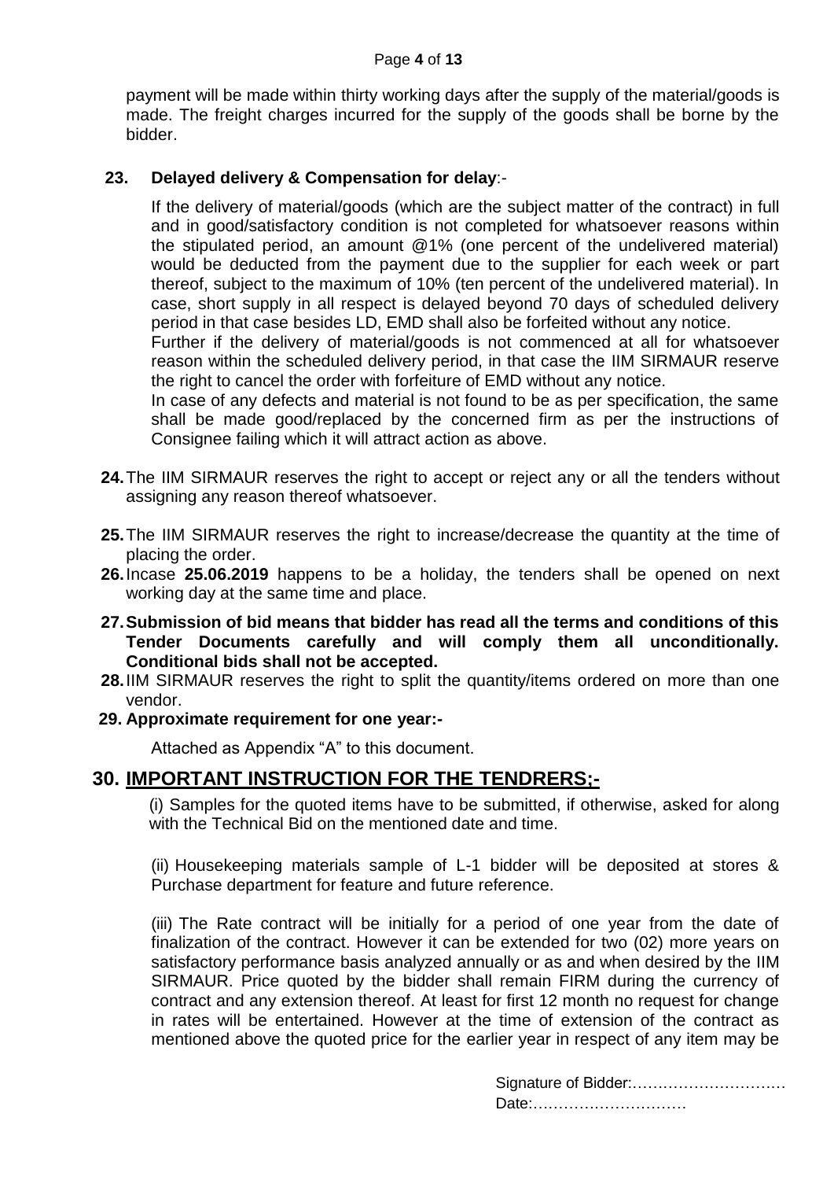payment will be made within thirty working days after the supply of the material/goods is made. The freight charges incurred for the supply of the goods shall be borne by the bidder.

**23. Delayed delivery & Compensation for delay**:-

If the delivery of material/goods (which are the subject matter of the contract) in full and in good/satisfactory condition is not completed for whatsoever reasons within the stipulated period, an amount @1% (one percent of the undelivered material) would be deducted from the payment due to the supplier for each week or part thereof, subject to the maximum of 10% (ten percent of the undelivered material). In case, short supply in all respect is delayed beyond 70 days of scheduled delivery period in that case besides LD, EMD shall also be forfeited without any notice.

Further if the delivery of material/goods is not commenced at all for whatsoever reason within the scheduled delivery period, in that case the IIM SIRMAUR reserve the right to cancel the order with forfeiture of EMD without any notice.

In case of any defects and material is not found to be as per specification, the same shall be made good/replaced by the concerned firm as per the instructions of Consignee failing which it will attract action as above.

**24.** The IIM SIRMAUR reserves the right to accept or reject any or all the tenders without assigning any reason thereof whatsoever.

**25.** The IIM SIRMAUR reserves the right to increase/decrease the quantity at the time of placing the order.

**26.** Incase **25.06.2019** happens to be a holiday, the tenders shall be opened on next working day at the same time and place.

**27. Submission of bid means that bidder has read all the terms and conditions of this Tender Documents carefully and will comply them all unconditionally. Conditional bids shall not be accepted.**

**28.** IIM SIRMAUR reserves the right to split the quantity/items ordered on more than one vendor.

**29. Approximate requirement for one year:-**

Attached as Appendix "A" to this document.

## 30. <u>IMPORTANT INSTRUCTION FOR THE TENDRERS;-</u>

(i) Samples for the quoted items have to be submitted, if otherwise, asked for along with the Technical Bid on the mentioned date and time.

(ii) Housekeeping materials sample of L-1 bidder will be deposited at stores & Purchase department for feature and future reference.

(iii) The Rate contract will be initially for a period of one year from the date of finalization of the contract. However it can be extended for two (02) more years on satisfactory performance basis analyzed annually or as and when desired by the IIM SIRMAUR. Price quoted by the bidder shall remain FIRM during the currency of contract and any extension thereof. At least for first 12 month no request for change in rates will be entertained. However at the time of extension of the contract as mentioned above the quoted price for the earlier year in respect of any item may be

Signature of Bidder:…………………………
Date:…………………………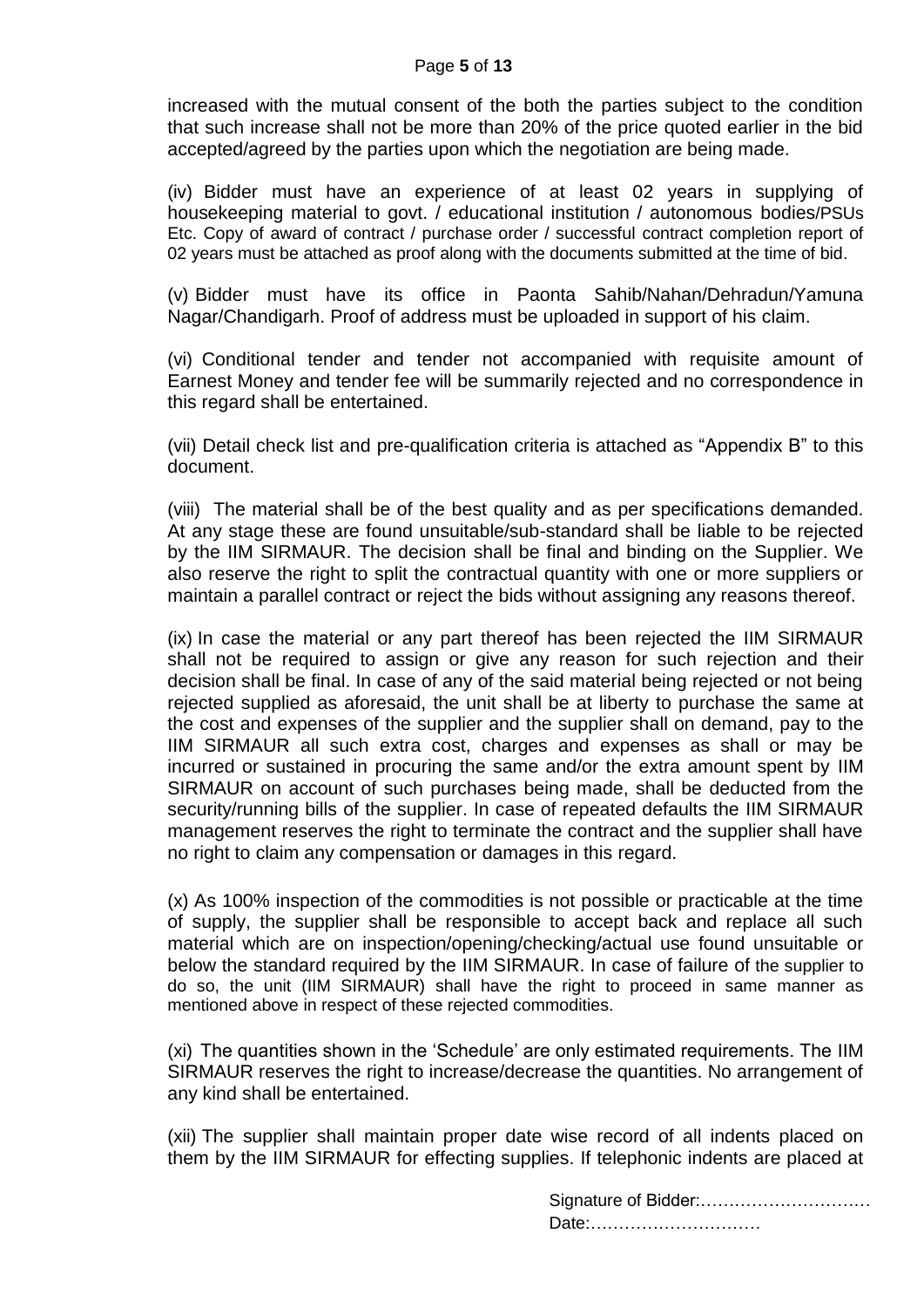increased with the mutual consent of the both the parties subject to the condition that such increase shall not be more than 20% of the price quoted earlier in the bid accepted/agreed by the parties upon which the negotiation are being made.

(iv) Bidder must have an experience of at least 02 years in supplying of housekeeping material to govt. / educational institution / autonomous bodies/PSUs Etc. Copy of award of contract / purchase order / successful contract completion report of 02 years must be attached as proof along with the documents submitted at the time of bid.

(v) Bidder must have its office in Paonta Sahib/Nahan/Dehradun/Yamuna Nagar/Chandigarh. Proof of address must be uploaded in support of his claim.

(vi) Conditional tender and tender not accompanied with requisite amount of Earnest Money and tender fee will be summarily rejected and no correspondence in this regard shall be entertained.

(vii) Detail check list and pre-qualification criteria is attached as "Appendix B" to this document.

(viii) The material shall be of the best quality and as per specifications demanded. At any stage these are found unsuitable/sub-standard shall be liable to be rejected by the IIM SIRMAUR. The decision shall be final and binding on the Supplier. We also reserve the right to split the contractual quantity with one or more suppliers or maintain a parallel contract or reject the bids without assigning any reasons thereof.

(ix) In case the material or any part thereof has been rejected the IIM SIRMAUR shall not be required to assign or give any reason for such rejection and their decision shall be final. In case of any of the said material being rejected or not being rejected supplied as aforesaid, the unit shall be at liberty to purchase the same at the cost and expenses of the supplier and the supplier shall on demand, pay to the IIM SIRMAUR all such extra cost, charges and expenses as shall or may be incurred or sustained in procuring the same and/or the extra amount spent by IIM SIRMAUR on account of such purchases being made, shall be deducted from the security/running bills of the supplier. In case of repeated defaults the IIM SIRMAUR management reserves the right to terminate the contract and the supplier shall have no right to claim any compensation or damages in this regard.

(x) As 100% inspection of the commodities is not possible or practicable at the time of supply, the supplier shall be responsible to accept back and replace all such material which are on inspection/opening/checking/actual use found unsuitable or below the standard required by the IIM SIRMAUR. In case of failure of the supplier to do so, the unit (IIM SIRMAUR) shall have the right to proceed in same manner as mentioned above in respect of these rejected commodities.

(xi) The quantities shown in the 'Schedule' are only estimated requirements. The IIM SIRMAUR reserves the right to increase/decrease the quantities. No arrangement of any kind shall be entertained.

(xii) The supplier shall maintain proper date wise record of all indents placed on them by the IIM SIRMAUR for effecting supplies. If telephonic indents are placed at

Signature of Bidder:…………………………
Date:…………………………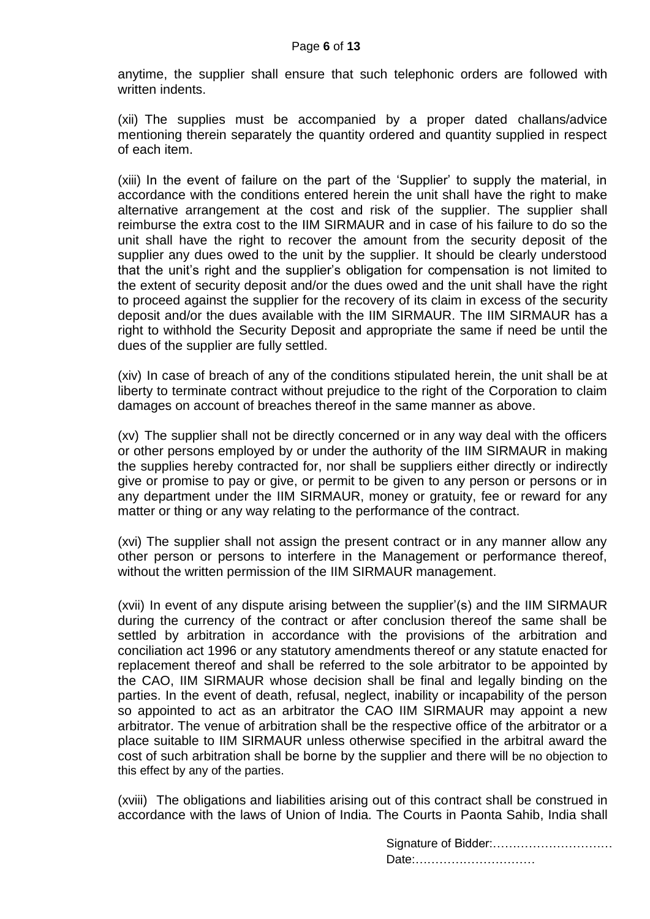anytime, the supplier shall ensure that such telephonic orders are followed with written indents.

(xii) The supplies must be accompanied by a proper dated challans/advice mentioning therein separately the quantity ordered and quantity supplied in respect of each item.

(xiii) In the event of failure on the part of the 'Supplier' to supply the material, in accordance with the conditions entered herein the unit shall have the right to make alternative arrangement at the cost and risk of the supplier. The supplier shall reimburse the extra cost to the IIM SIRMAUR and in case of his failure to do so the unit shall have the right to recover the amount from the security deposit of the supplier any dues owed to the unit by the supplier. It should be clearly understood that the unit's right and the supplier's obligation for compensation is not limited to the extent of security deposit and/or the dues owed and the unit shall have the right to proceed against the supplier for the recovery of its claim in excess of the security deposit and/or the dues available with the IIM SIRMAUR. The IIM SIRMAUR has a right to withhold the Security Deposit and appropriate the same if need be until the dues of the supplier are fully settled.

(xiv) In case of breach of any of the conditions stipulated herein, the unit shall be at liberty to terminate contract without prejudice to the right of the Corporation to claim damages on account of breaches thereof in the same manner as above.

(xv) The supplier shall not be directly concerned or in any way deal with the officers or other persons employed by or under the authority of the IIM SIRMAUR in making the supplies hereby contracted for, nor shall be suppliers either directly or indirectly give or promise to pay or give, or permit to be given to any person or persons or in any department under the IIM SIRMAUR, money or gratuity, fee or reward for any matter or thing or any way relating to the performance of the contract.

(xvi) The supplier shall not assign the present contract or in any manner allow any other person or persons to interfere in the Management or performance thereof, without the written permission of the IIM SIRMAUR management.

(xvii) In event of any dispute arising between the supplier'(s) and the IIM SIRMAUR during the currency of the contract or after conclusion thereof the same shall be settled by arbitration in accordance with the provisions of the arbitration and conciliation act 1996 or any statutory amendments thereof or any statute enacted for replacement thereof and shall be referred to the sole arbitrator to be appointed by the CAO, IIM SIRMAUR whose decision shall be final and legally binding on the parties. In the event of death, refusal, neglect, inability or incapability of the person so appointed to act as an arbitrator the CAO IIM SIRMAUR may appoint a new arbitrator. The venue of arbitration shall be the respective office of the arbitrator or a place suitable to IIM SIRMAUR unless otherwise specified in the arbitral award the cost of such arbitration shall be borne by the supplier and there will be no objection to this effect by any of the parties.

(xviii) The obligations and liabilities arising out of this contract shall be construed in accordance with the laws of Union of India. The Courts in Paonta Sahib, India shall

Signature of Bidder:…………………………
Date:…………………………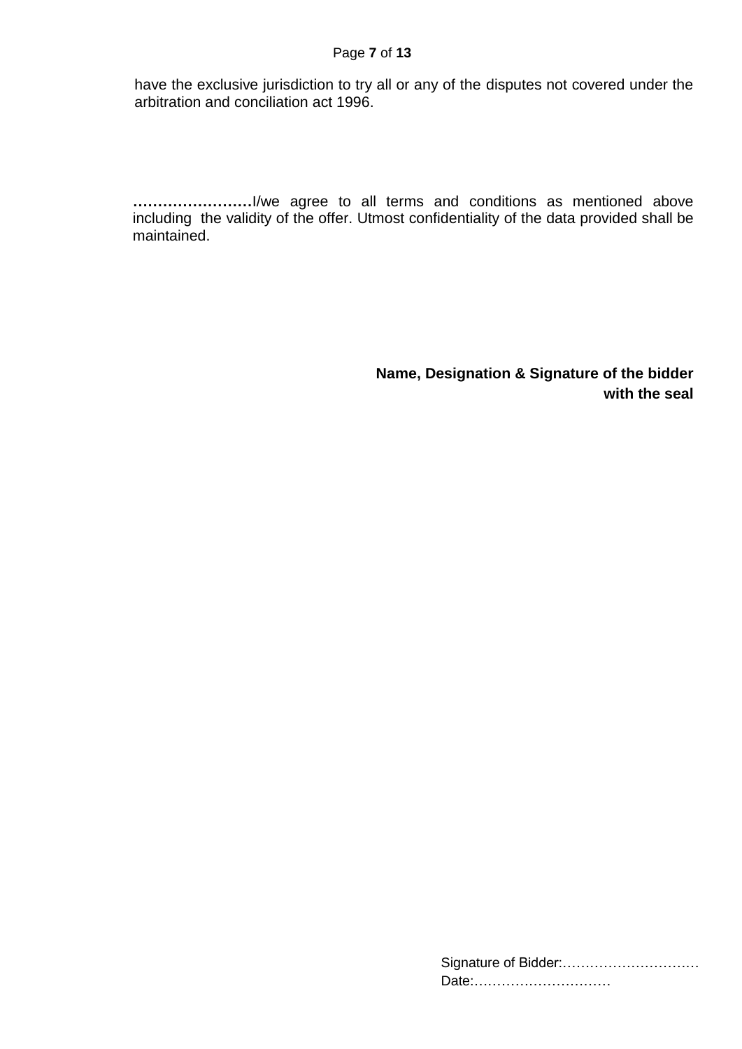have the exclusive jurisdiction to try all or any of the disputes not covered under the arbitration and conciliation act 1996.

**……………………**I/we agree to all terms and conditions as mentioned above including the validity of the offer. Utmost confidentiality of the data provided shall be maintained.

**Name, Designation & Signature of the bidder with the seal**

Signature of Bidder:…………………………
Date:…………………………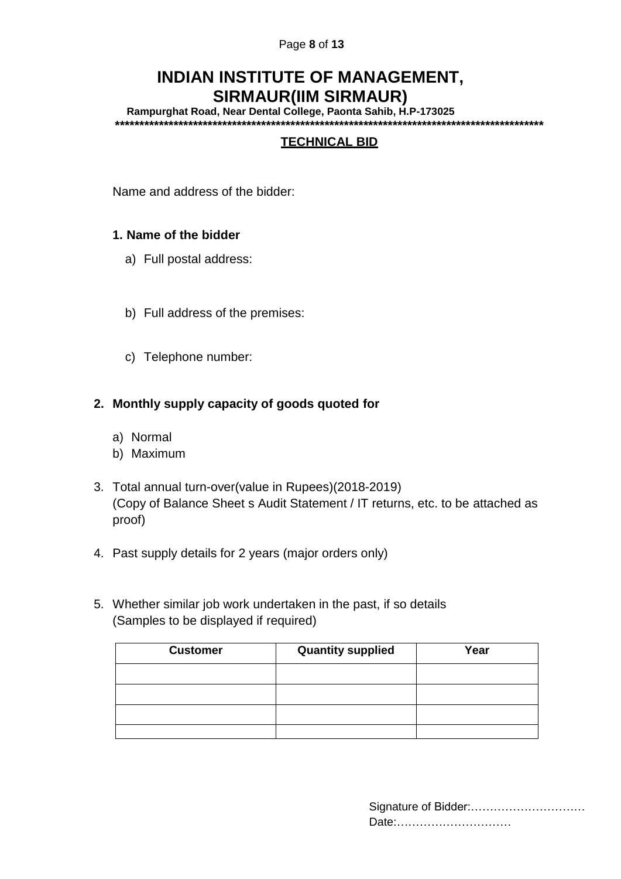# INDIAN INSTITUTE OF MANAGEMENT, SIRMAUR(IIM SIRMAUR)

**Rampurghat Road, Near Dental College, Paonta Sahib, H.P-173025**

******************************************************************************************

## TECHNICAL BID

Name and address of the bidder:

**1. Name of the bidder**

a) Full postal address:

b) Full address of the premises:

c) Telephone number:

**2. Monthly supply capacity of goods quoted for**

a) Normal
b) Maximum

3. Total annual turn-over(value in Rupees)(2018-2019)
(Copy of Balance Sheet s Audit Statement / IT returns, etc. to be attached as proof)

4. Past supply details for 2 years (major orders only)

5. Whether similar job work undertaken in the past, if so details
(Samples to be displayed if required)

| Customer | Quantity supplied | Year |
|---|---|---|
| | | |
| | | |
| | | |
| | | |

Signature of Bidder:…………………………
Date:…………………………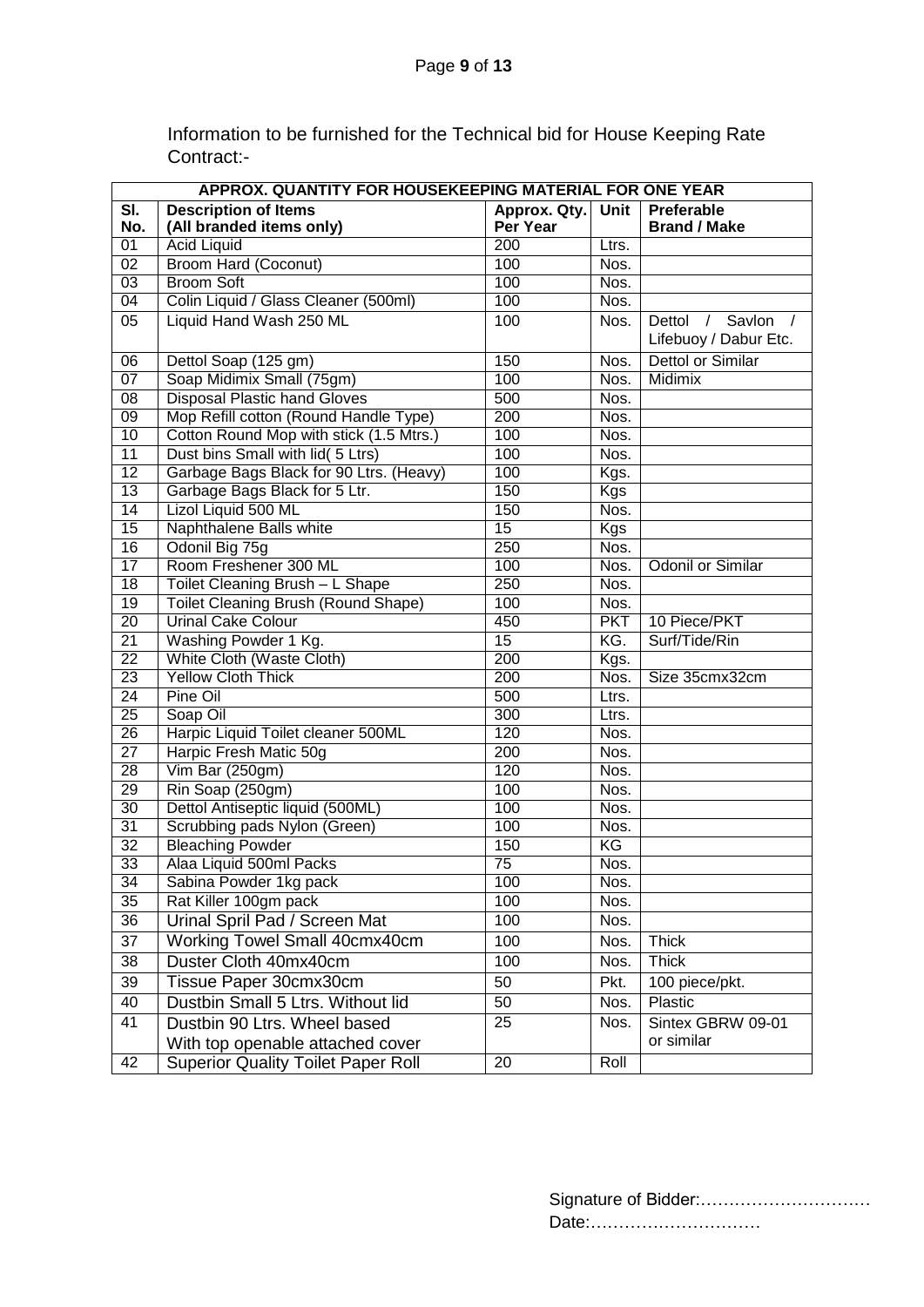Information to be furnished for the Technical bid for House Keeping Rate Contract:-

| APPROX. QUANTITY FOR HOUSEKEEPING MATERIAL FOR ONE YEAR | | | | |
|---|---|---|---|---|
| **Sl. No.** | **Description of Items (All branded items only)** | **Approx. Qty. Per Year** | **Unit** | **Preferable Brand / Make** |
| 01 | Acid Liquid | 200 | Ltrs. | |
| 02 | Broom Hard (Coconut) | 100 | Nos. | |
| 03 | Broom Soft | 100 | Nos. | |
| 04 | Colin Liquid / Glass Cleaner (500ml) | 100 | Nos. | |
| 05 | Liquid Hand Wash 250 ML | 100 | Nos. | Dettol / Savlon / Lifebuoy / Dabur Etc. |
| 06 | Dettol Soap (125 gm) | 150 | Nos. | Dettol or Similar |
| 07 | Soap Midimix Small (75gm) | 100 | Nos. | Midimix |
| 08 | Disposal Plastic hand Gloves | 500 | Nos. | |
| 09 | Mop Refill cotton (Round Handle Type) | 200 | Nos. | |
| 10 | Cotton Round Mop with stick (1.5 Mtrs.) | 100 | Nos. | |
| 11 | Dust bins Small with lid( 5 Ltrs) | 100 | Nos. | |
| 12 | Garbage Bags Black for 90 Ltrs. (Heavy) | 100 | Kgs. | |
| 13 | Garbage Bags Black for 5 Ltr. | 150 | Kgs | |
| 14 | Lizol Liquid 500 ML | 150 | Nos. | |
| 15 | Naphthalene Balls white | 15 | Kgs | |
| 16 | Odonil Big 75g | 250 | Nos. | |
| 17 | Room Freshener 300 ML | 100 | Nos. | Odonil or Similar |
| 18 | Toilet Cleaning Brush – L Shape | 250 | Nos. | |
| 19 | Toilet Cleaning Brush (Round Shape) | 100 | Nos. | |
| 20 | Urinal Cake Colour | 450 | PKT | 10 Piece/PKT |
| 21 | Washing Powder 1 Kg. | 15 | KG. | Surf/Tide/Rin |
| 22 | White Cloth (Waste Cloth) | 200 | Kgs. | |
| 23 | Yellow Cloth Thick | 200 | Nos. | Size 35cmx32cm |
| 24 | Pine Oil | 500 | Ltrs. | |
| 25 | Soap Oil | 300 | Ltrs. | |
| 26 | Harpic Liquid Toilet cleaner 500ML | 120 | Nos. | |
| 27 | Harpic Fresh Matic 50g | 200 | Nos. | |
| 28 | Vim Bar (250gm) | 120 | Nos. | |
| 29 | Rin Soap (250gm) | 100 | Nos. | |
| 30 | Dettol Antiseptic liquid (500ML) | 100 | Nos. | |
| 31 | Scrubbing pads Nylon (Green) | 100 | Nos. | |
| 32 | Bleaching Powder | 150 | KG | |
| 33 | Alaa Liquid 500ml Packs | 75 | Nos. | |
| 34 | Sabina Powder 1kg pack | 100 | Nos. | |
| 35 | Rat Killer 100gm pack | 100 | Nos. | |
| 36 | Urinal Spril Pad / Screen Mat | 100 | Nos. | |
| 37 | Working Towel Small 40cmx40cm | 100 | Nos. | Thick |
| 38 | Duster Cloth 40mx40cm | 100 | Nos. | Thick |
| 39 | Tissue Paper 30cmx30cm | 50 | Pkt. | 100 piece/pkt. |
| 40 | Dustbin Small 5 Ltrs. Without lid | 50 | Nos. | Plastic |
| 41 | Dustbin 90 Ltrs. Wheel based With top openable attached cover | 25 | Nos. | Sintex GBRW 09-01 or similar |
| 42 | Superior Quality Toilet Paper Roll | 20 | Roll | |

Signature of Bidder:…………………………

Date:…………………………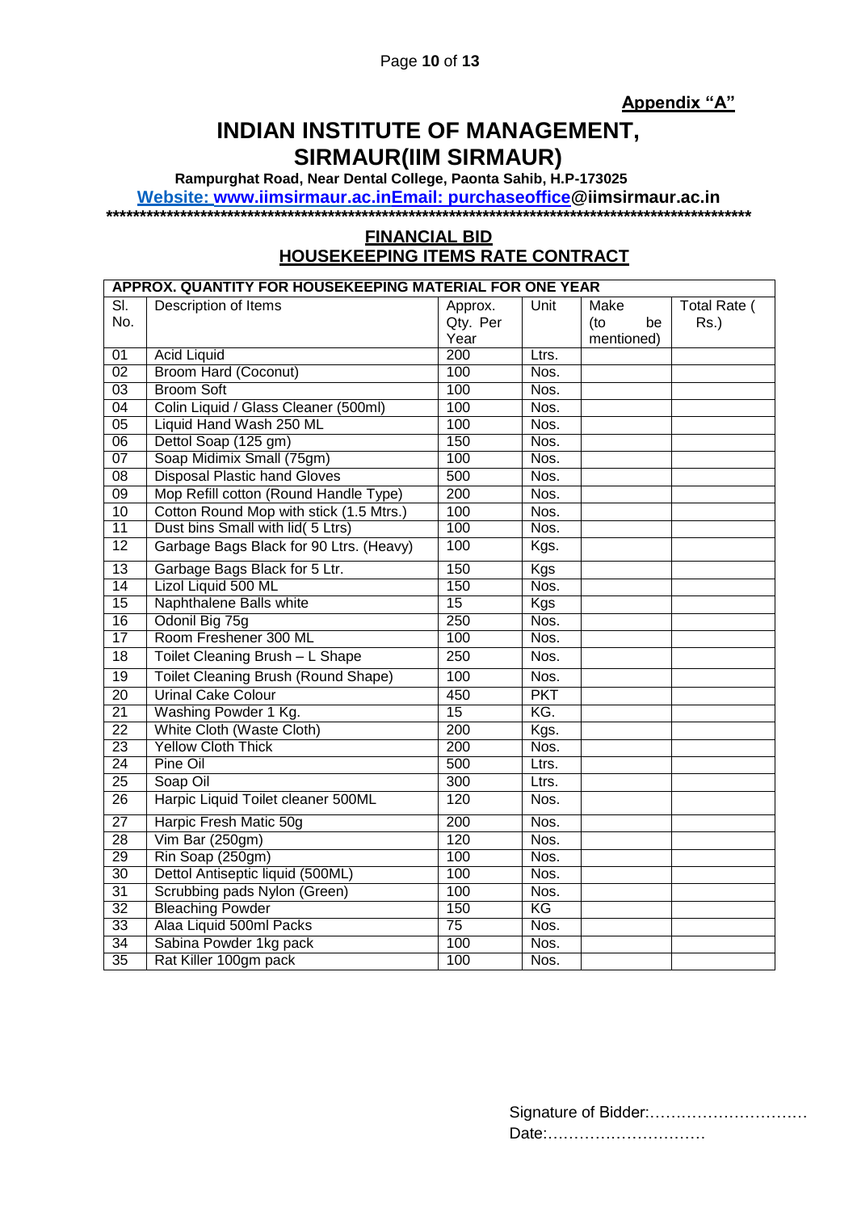**Appendix "A"**

# INDIAN INSTITUTE OF MANAGEMENT, SIRMAUR(IIM SIRMAUR)

**Rampurghat Road, Near Dental College, Paonta Sahib, H.P-173025**

**Website: www.iimsirmaur.ac.inEmail: purchaseoffice@iimsirmaur.ac.in**

**\*\*\*\*\*\*\*\*\*\*\*\*\*\*\*\*\*\*\*\*\*\*\*\*\*\*\*\*\*\*\*\*\*\*\*\*\*\*\*\*\*\*\*\*\*\*\*\*\*\*\*\*\*\*\*\*\*\*\*\*\*\*\*\*\*\*\*\*\*\*\*\*\*\*\*\*\*\*\*\*\*\*\*\*\*\*\*\*\*\*\*\*\*\*\*\*\*\*\*\***

## FINANCIAL BID
## HOUSEKEEPING ITEMS RATE CONTRACT

| APPROX. QUANTITY FOR HOUSEKEEPING MATERIAL FOR ONE YEAR | | | | | |
|---|---|---|---|---|---|
| Sl. No. | Description of Items | Approx. Qty. Per Year | Unit | Make (to be mentioned) | Total Rate ( Rs.) |
| 01 | Acid Liquid | 200 | Ltrs. | | |
| 02 | Broom Hard (Coconut) | 100 | Nos. | | |
| 03 | Broom Soft | 100 | Nos. | | |
| 04 | Colin Liquid / Glass Cleaner (500ml) | 100 | Nos. | | |
| 05 | Liquid Hand Wash 250 ML | 100 | Nos. | | |
| 06 | Dettol Soap (125 gm) | 150 | Nos. | | |
| 07 | Soap Midimix Small (75gm) | 100 | Nos. | | |
| 08 | Disposal Plastic hand Gloves | 500 | Nos. | | |
| 09 | Mop Refill cotton (Round Handle Type) | 200 | Nos. | | |
| 10 | Cotton Round Mop with stick (1.5 Mtrs.) | 100 | Nos. | | |
| 11 | Dust bins Small with lid( 5 Ltrs) | 100 | Nos. | | |
| 12 | Garbage Bags Black for 90 Ltrs. (Heavy) | 100 | Kgs. | | |
| 13 | Garbage Bags Black for 5 Ltr. | 150 | Kgs | | |
| 14 | Lizol Liquid 500 ML | 150 | Nos. | | |
| 15 | Naphthalene Balls white | 15 | Kgs | | |
| 16 | Odonil Big 75g | 250 | Nos. | | |
| 17 | Room Freshener 300 ML | 100 | Nos. | | |
| 18 | Toilet Cleaning Brush – L Shape | 250 | Nos. | | |
| 19 | Toilet Cleaning Brush (Round Shape) | 100 | Nos. | | |
| 20 | Urinal Cake Colour | 450 | PKT | | |
| 21 | Washing Powder 1 Kg. | 15 | KG. | | |
| 22 | White Cloth (Waste Cloth) | 200 | Kgs. | | |
| 23 | Yellow Cloth Thick | 200 | Nos. | | |
| 24 | Pine Oil | 500 | Ltrs. | | |
| 25 | Soap Oil | 300 | Ltrs. | | |
| 26 | Harpic Liquid Toilet cleaner 500ML | 120 | Nos. | | |
| 27 | Harpic Fresh Matic 50g | 200 | Nos. | | |
| 28 | Vim Bar (250gm) | 120 | Nos. | | |
| 29 | Rin Soap (250gm) | 100 | Nos. | | |
| 30 | Dettol Antiseptic liquid (500ML) | 100 | Nos. | | |
| 31 | Scrubbing pads Nylon (Green) | 100 | Nos. | | |
| 32 | Bleaching Powder | 150 | KG | | |
| 33 | Alaa Liquid 500ml Packs | 75 | Nos. | | |
| 34 | Sabina Powder 1kg pack | 100 | Nos. | | |
| 35 | Rat Killer 100gm pack | 100 | Nos. | | |

Signature of Bidder:…………………………

Date:…………………………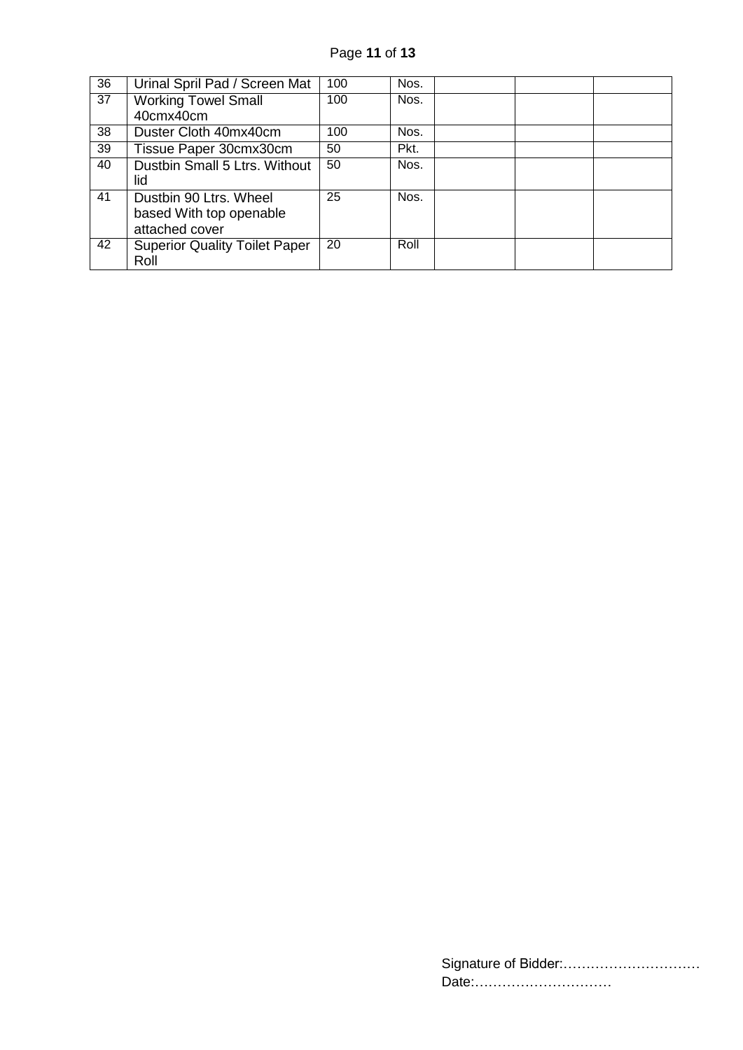| 36 | Urinal Spril Pad / Screen Mat | 100 | Nos. | | | |
|---|---|---|---|---|---|---|
| 37 | Working Towel Small 40cmx40cm | 100 | Nos. | | | |
| 38 | Duster Cloth 40mx40cm | 100 | Nos. | | | |
| 39 | Tissue Paper 30cmx30cm | 50 | Pkt. | | | |
| 40 | Dustbin Small 5 Ltrs. Without lid | 50 | Nos. | | | |
| 41 | Dustbin 90 Ltrs. Wheel based With top openable attached cover | 25 | Nos. | | | |
| 42 | Superior Quality Toilet Paper Roll | 20 | Roll | | | |

Signature of Bidder:…………………………
Date:…………………………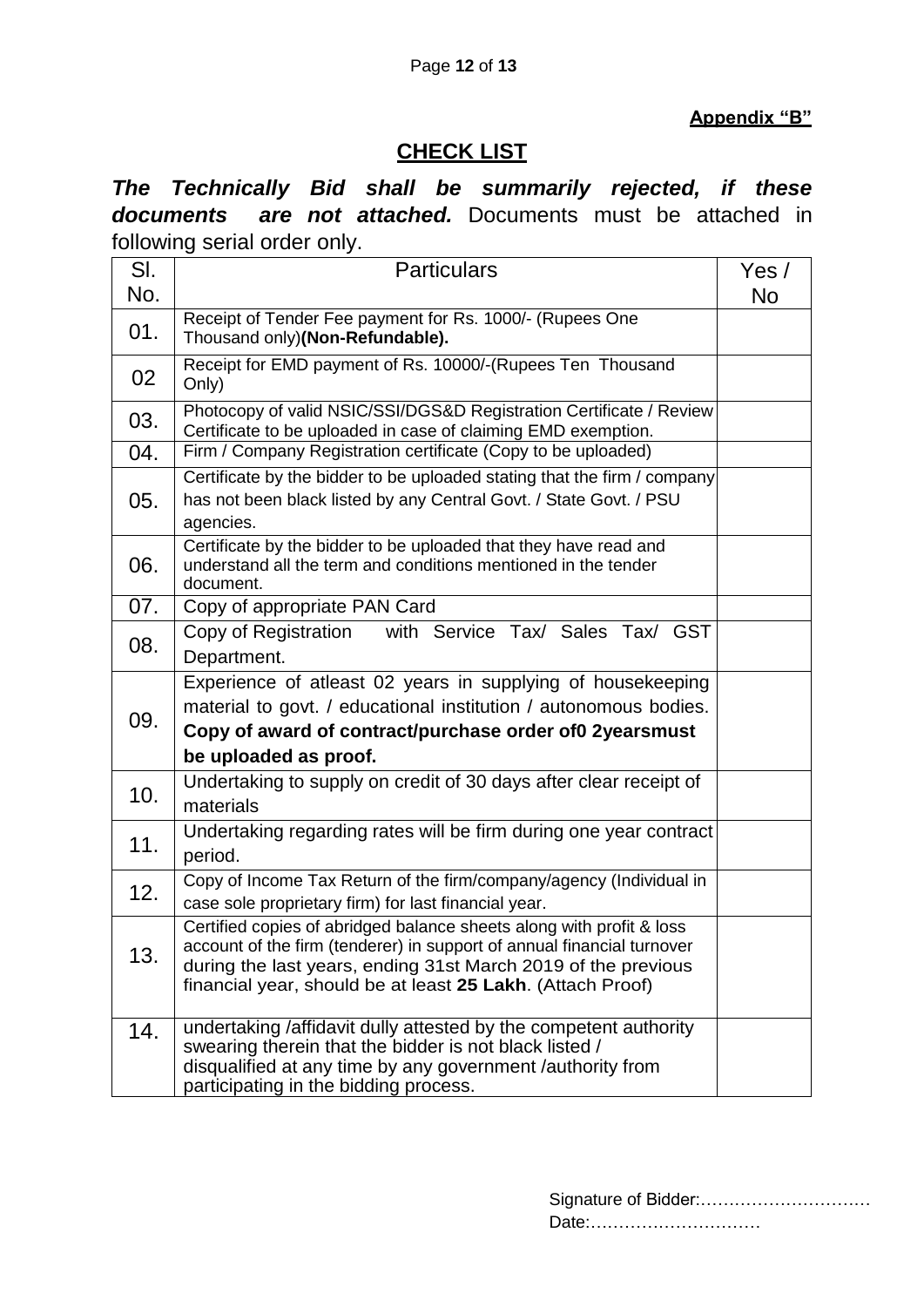**Appendix "B"**

## CHECK LIST

***The Technically Bid shall be summarily rejected, if these documents are not attached.*** Documents must be attached in following serial order only.

| Sl. No. | Particulars | Yes / No |
|---|---|---|
| 01. | Receipt of Tender Fee payment for Rs. 1000/- (Rupees One Thousand only)**(Non-Refundable).** | |
| 02 | Receipt for EMD payment of Rs. 10000/-(Rupees Ten Thousand Only) | |
| 03. | Photocopy of valid NSIC/SSI/DGS&D Registration Certificate / Review Certificate to be uploaded in case of claiming EMD exemption. | |
| 04. | Firm / Company Registration certificate (Copy to be uploaded) | |
| 05. | Certificate by the bidder to be uploaded stating that the firm / company has not been black listed by any Central Govt. / State Govt. / PSU agencies. | |
| 06. | Certificate by the bidder to be uploaded that they have read and understand all the term and conditions mentioned in the tender document. | |
| 07. | Copy of appropriate PAN Card | |
| 08. | Copy of Registration with Service Tax/ Sales Tax/ GST Department. | |
| 09. | Experience of atleast 02 years in supplying of housekeeping material to govt. / educational institution / autonomous bodies. **Copy of award of contract/purchase order of0 2yearsmust be uploaded as proof.** | |
| 10. | Undertaking to supply on credit of 30 days after clear receipt of materials | |
| 11. | Undertaking regarding rates will be firm during one year contract period. | |
| 12. | Copy of Income Tax Return of the firm/company/agency (Individual in case sole proprietary firm) for last financial year. | |
| 13. | Certified copies of abridged balance sheets along with profit & loss account of the firm (tenderer) in support of annual financial turnover during the last years, ending 31st March 2019 of the previous financial year, should be at least **25 Lakh**. (Attach Proof) | |
| 14. | undertaking /affidavit dully attested by the competent authority swearing therein that the bidder is not black listed / disqualified at any time by any government /authority from participating in the bidding process. | |

Signature of Bidder:…………………………

Date:…………………………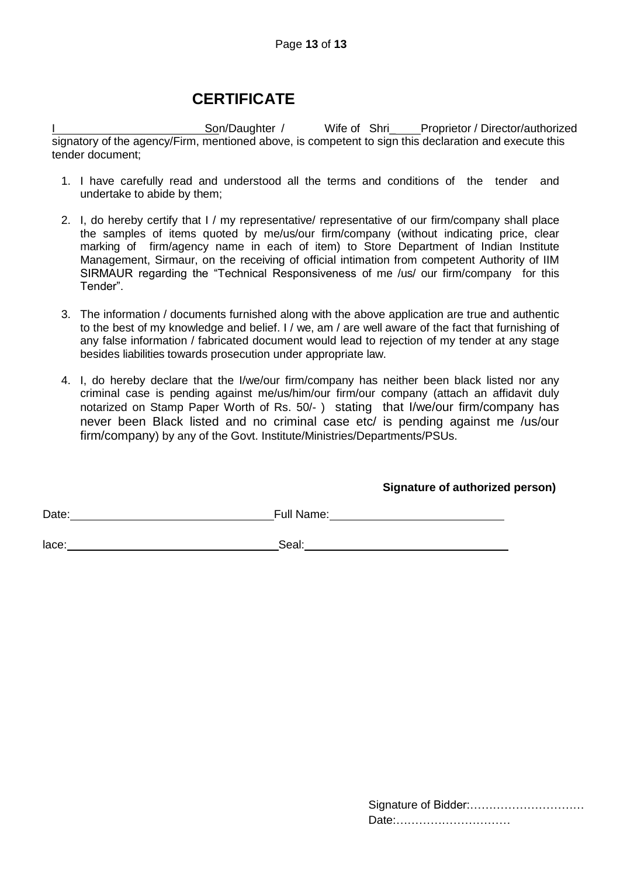## CERTIFICATE

I \_\_\_\_\_\_\_\_\_\_\_\_\_\_\_\_\_\_\_\_\_\_\_\_ Son/Daughter / Wife of Shri\_\_\_\_\_ Proprietor / Director/authorized signatory of the agency/Firm, mentioned above, is competent to sign this declaration and execute this tender document;

1. I have carefully read and understood all the terms and conditions of the tender and undertake to abide by them;

2. I, do hereby certify that I / my representative/ representative of our firm/company shall place the samples of items quoted by me/us/our firm/company (without indicating price, clear marking of firm/agency name in each of item) to Store Department of Indian Institute Management, Sirmaur, on the receiving of official intimation from competent Authority of IIM SIRMAUR regarding the "Technical Responsiveness of me /us/ our firm/company for this Tender".

3. The information / documents furnished along with the above application are true and authentic to the best of my knowledge and belief. I / we, am / are well aware of the fact that furnishing of any false information / fabricated document would lead to rejection of my tender at any stage besides liabilities towards prosecution under appropriate law.

4. I, do hereby declare that the I/we/our firm/company has neither been black listed nor any criminal case is pending against me/us/him/our firm/our company (attach an affidavit duly notarized on Stamp Paper Worth of Rs. 50/- ) stating that I/we/our firm/company has never been Black listed and no criminal case etc/ is pending against me /us/our firm/company) by any of the Govt. Institute/Ministries/Departments/PSUs.

**Signature of authorized person)**

Date:\_\_\_\_\_\_\_\_\_\_\_\_\_\_\_\_\_\_\_\_\_\_\_\_\_\_\_\_\_\_\_\_ Full Name:\_\_\_\_\_\_\_\_\_\_\_\_\_\_\_\_\_\_\_\_\_\_\_\_\_\_\_\_

lace:\_\_\_\_\_\_\_\_\_\_\_\_\_\_\_\_\_\_\_\_\_\_\_\_\_\_\_\_\_\_\_\_\_\_\_ Seal:\_\_\_\_\_\_\_\_\_\_\_\_\_\_\_\_\_\_\_\_\_\_\_\_\_\_\_\_\_\_\_\_\_\_

Signature of Bidder:…………………………
Date:…………………………